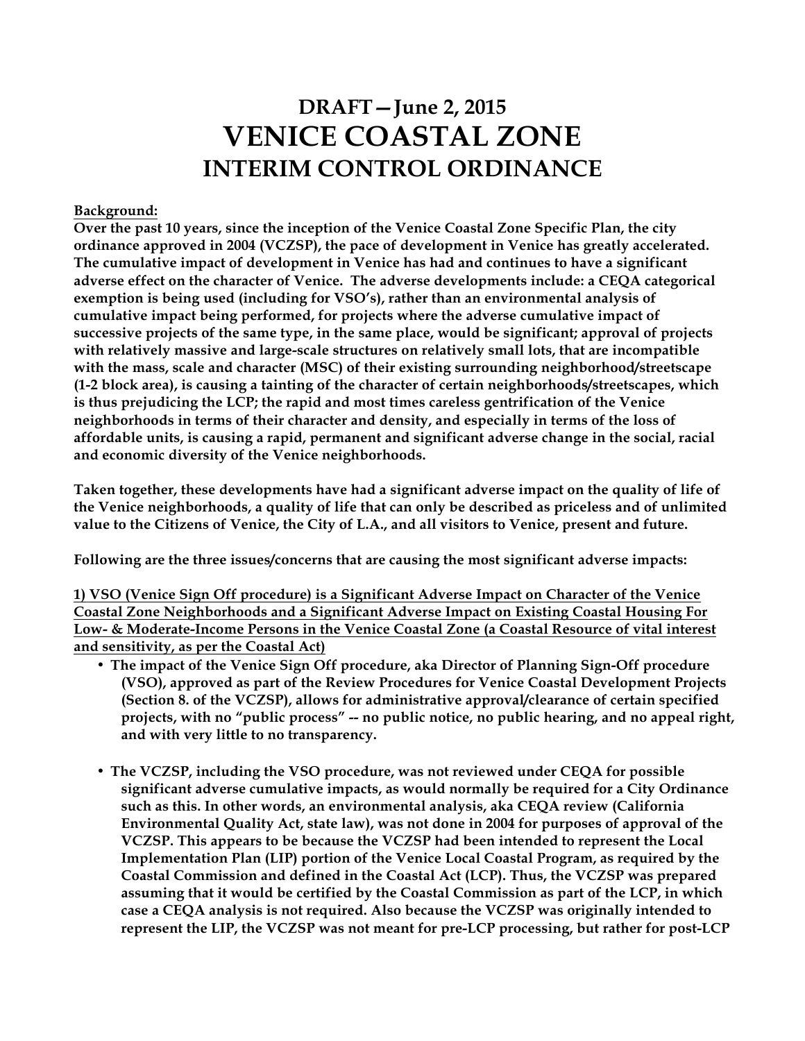# DRAFT—June 2, 2015
# VENICE COASTAL ZONE
## INTERIM CONTROL ORDINANCE

**Background:**

**Over the past 10 years, since the inception of the Venice Coastal Zone Specific Plan, the city ordinance approved in 2004 (VCZSP), the pace of development in Venice has greatly accelerated. The cumulative impact of development in Venice has had and continues to have a significant adverse effect on the character of Venice. The adverse developments include: a CEQA categorical exemption is being used (including for VSO's), rather than an environmental analysis of cumulative impact being performed, for projects where the adverse cumulative impact of successive projects of the same type, in the same place, would be significant; approval of projects with relatively massive and large-scale structures on relatively small lots, that are incompatible with the mass, scale and character (MSC) of their existing surrounding neighborhood/streetscape (1-2 block area), is causing a tainting of the character of certain neighborhoods/streetscapes, which is thus prejudicing the LCP; the rapid and most times careless gentrification of the Venice neighborhoods in terms of their character and density, and especially in terms of the loss of affordable units, is causing a rapid, permanent and significant adverse change in the social, racial and economic diversity of the Venice neighborhoods.**

**Taken together, these developments have had a significant adverse impact on the quality of life of the Venice neighborhoods, a quality of life that can only be described as priceless and of unlimited value to the Citizens of Venice, the City of L.A., and all visitors to Venice, present and future.**

**Following are the three issues/concerns that are causing the most significant adverse impacts:**

**1) VSO (Venice Sign Off procedure) is a Significant Adverse Impact on Character of the Venice Coastal Zone Neighborhoods and a Significant Adverse Impact on Existing Coastal Housing For Low- & Moderate-Income Persons in the Venice Coastal Zone (a Coastal Resource of vital interest and sensitivity, as per the Coastal Act)**

- **The impact of the Venice Sign Off procedure, aka Director of Planning Sign-Off procedure (VSO), approved as part of the Review Procedures for Venice Coastal Development Projects (Section 8. of the VCZSP), allows for administrative approval/clearance of certain specified projects, with no "public process" -- no public notice, no public hearing, and no appeal right, and with very little to no transparency.**

- **The VCZSP, including the VSO procedure, was not reviewed under CEQA for possible significant adverse cumulative impacts, as would normally be required for a City Ordinance such as this. In other words, an environmental analysis, aka CEQA review (California Environmental Quality Act, state law), was not done in 2004 for purposes of approval of the VCZSP. This appears to be because the VCZSP had been intended to represent the Local Implementation Plan (LIP) portion of the Venice Local Coastal Program, as required by the Coastal Commission and defined in the Coastal Act (LCP). Thus, the VCZSP was prepared assuming that it would be certified by the Coastal Commission as part of the LCP, in which case a CEQA analysis is not required. Also because the VCZSP was originally intended to represent the LIP, the VCZSP was not meant for pre-LCP processing, but rather for post-LCP**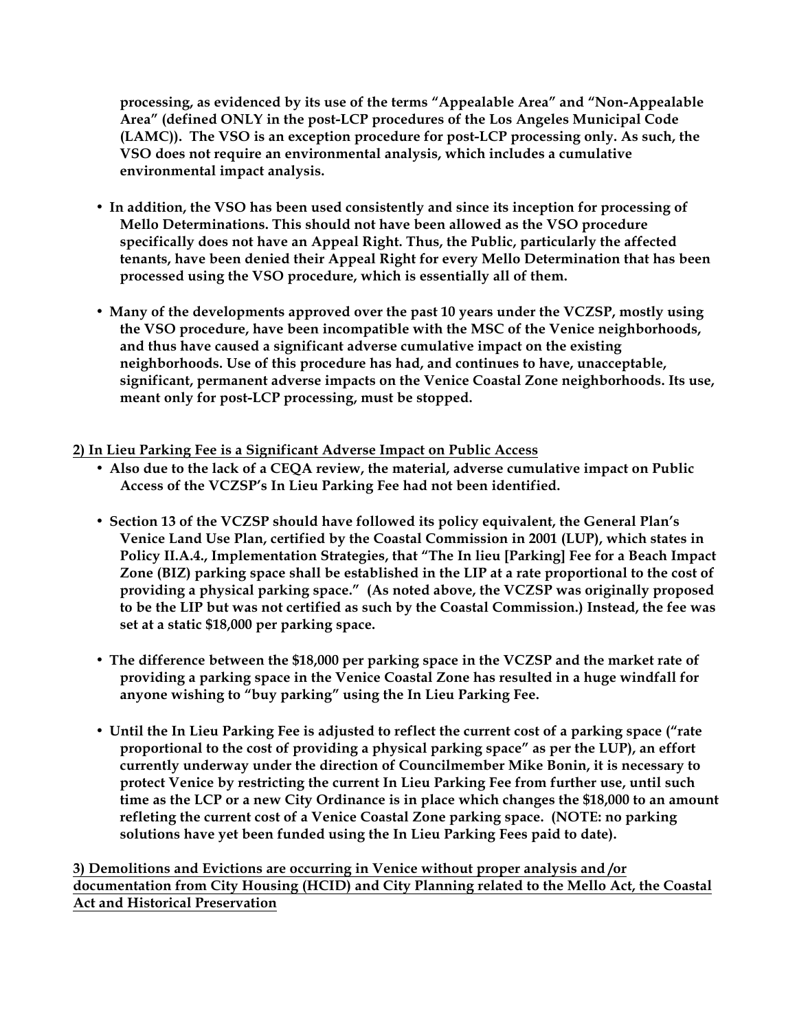**processing, as evidenced by its use of the terms "Appealable Area" and "Non-Appealable Area" (defined ONLY in the post-LCP procedures of the Los Angeles Municipal Code (LAMC)). The VSO is an exception procedure for post-LCP processing only. As such, the VSO does not require an environmental analysis, which includes a cumulative environmental impact analysis.**

- **In addition, the VSO has been used consistently and since its inception for processing of Mello Determinations. This should not have been allowed as the VSO procedure specifically does not have an Appeal Right. Thus, the Public, particularly the affected tenants, have been denied their Appeal Right for every Mello Determination that has been processed using the VSO procedure, which is essentially all of them.**

- **Many of the developments approved over the past 10 years under the VCZSP, mostly using the VSO procedure, have been incompatible with the MSC of the Venice neighborhoods, and thus have caused a significant adverse cumulative impact on the existing neighborhoods. Use of this procedure has had, and continues to have, unacceptable, significant, permanent adverse impacts on the Venice Coastal Zone neighborhoods. Its use, meant only for post-LCP processing, must be stopped.**

**<u>2) In Lieu Parking Fee is a Significant Adverse Impact on Public Access</u>**

- **Also due to the lack of a CEQA review, the material, adverse cumulative impact on Public Access of the VCZSP's In Lieu Parking Fee had not been identified.**

- **Section 13 of the VCZSP should have followed its policy equivalent, the General Plan's Venice Land Use Plan, certified by the Coastal Commission in 2001 (LUP), which states in Policy II.A.4., Implementation Strategies, that "The In lieu [Parking] Fee for a Beach Impact Zone (BIZ) parking space shall be established in the LIP at a rate proportional to the cost of providing a physical parking space." (As noted above, the VCZSP was originally proposed to be the LIP but was not certified as such by the Coastal Commission.) Instead, the fee was set at a static $18,000 per parking space.**

- **The difference between the $18,000 per parking space in the VCZSP and the market rate of providing a parking space in the Venice Coastal Zone has resulted in a huge windfall for anyone wishing to "buy parking" using the In Lieu Parking Fee.**

- **Until the In Lieu Parking Fee is adjusted to reflect the current cost of a parking space ("rate proportional to the cost of providing a physical parking space" as per the LUP), an effort currently underway under the direction of Councilmember Mike Bonin, it is necessary to protect Venice by restricting the current In Lieu Parking Fee from further use, until such time as the LCP or a new City Ordinance is in place which changes the $18,000 to an amount refleting the current cost of a Venice Coastal Zone parking space. (NOTE: no parking solutions have yet been funded using the In Lieu Parking Fees paid to date).**

**<u>3) Demolitions and Evictions are occurring in Venice without proper analysis and /or documentation from City Housing (HCID) and City Planning related to the Mello Act, the Coastal Act and Historical Preservation</u>**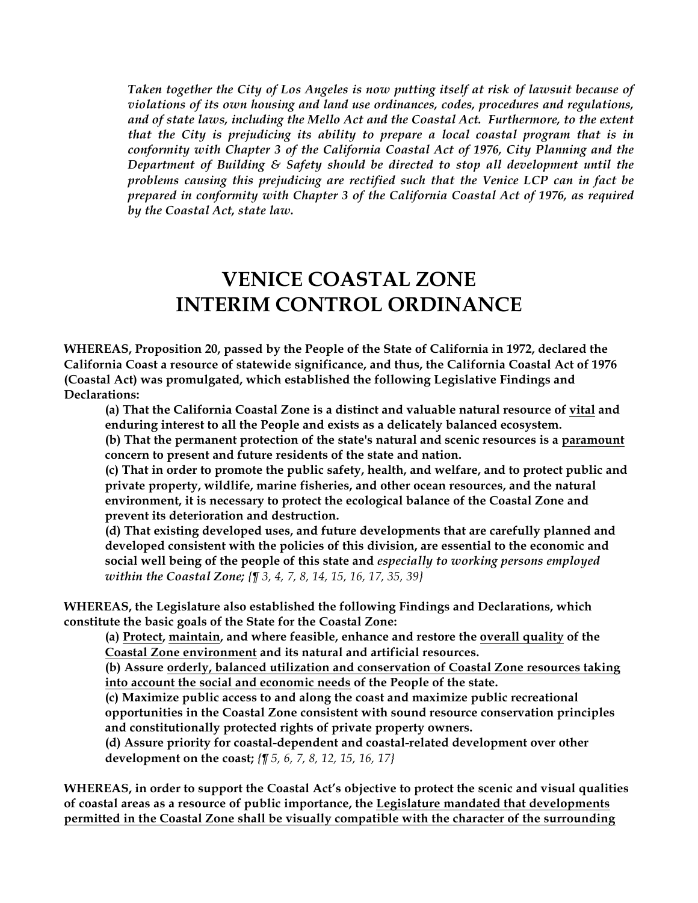*Taken together the City of Los Angeles is now putting itself at risk of lawsuit because of violations of its own housing and land use ordinances, codes, procedures and regulations, and of state laws, including the Mello Act and the Coastal Act. Furthermore, to the extent that the City is prejudicing its ability to prepare a local coastal program that is in conformity with Chapter 3 of the California Coastal Act of 1976, City Planning and the Department of Building & Safety should be directed to stop all development until the problems causing this prejudicing are rectified such that the Venice LCP can in fact be prepared in conformity with Chapter 3 of the California Coastal Act of 1976, as required by the Coastal Act, state law.*

# VENICE COASTAL ZONE INTERIM CONTROL ORDINANCE

**WHEREAS, Proposition 20, passed by the People of the State of California in 1972, declared the California Coast a resource of statewide significance, and thus, the California Coastal Act of 1976 (Coastal Act) was promulgated, which established the following Legislative Findings and Declarations:**

> **(a) That the California Coastal Zone is a distinct and valuable natural resource of <u>vital</u> and enduring interest to all the People and exists as a delicately balanced ecosystem.**
> **(b) That the permanent protection of the state's natural and scenic resources is a <u>paramount</u> concern to present and future residents of the state and nation.**
> **(c) That in order to promote the public safety, health, and welfare, and to protect public and private property, wildlife, marine fisheries, and other ocean resources, and the natural environment, it is necessary to protect the ecological balance of the Coastal Zone and prevent its deterioration and destruction.**
> **(d) That existing developed uses, and future developments that are carefully planned and developed consistent with the policies of this division, are essential to the economic and social well being of the people of this state and *especially to working persons employed within the Coastal Zone;*** *{¶ 3, 4, 7, 8, 14, 15, 16, 17, 35, 39}*

**WHEREAS, the Legislature also established the following Findings and Declarations, which constitute the basic goals of the State for the Coastal Zone:**

> **(a) <u>Protect</u>, <u>maintain</u>, and where feasible, enhance and restore the <u>overall quality</u> of the <u>Coastal Zone environment</u> and its natural and artificial resources.**
> **(b) Assure <u>orderly, balanced utilization and conservation of Coastal Zone resources taking into account the social and economic needs</u> of the People of the state.**
> **(c) Maximize public access to and along the coast and maximize public recreational opportunities in the Coastal Zone consistent with sound resource conservation principles and constitutionally protected rights of private property owners.**
> **(d) Assure priority for coastal-dependent and coastal-related development over other development on the coast;** *{¶ 5, 6, 7, 8, 12, 15, 16, 17}*

**WHEREAS, in order to support the Coastal Act's objective to protect the scenic and visual qualities of coastal areas as a resource of public importance, the <u>Legislature mandated that developments permitted in the Coastal Zone shall be visually compatible with the character of the surrounding</u>**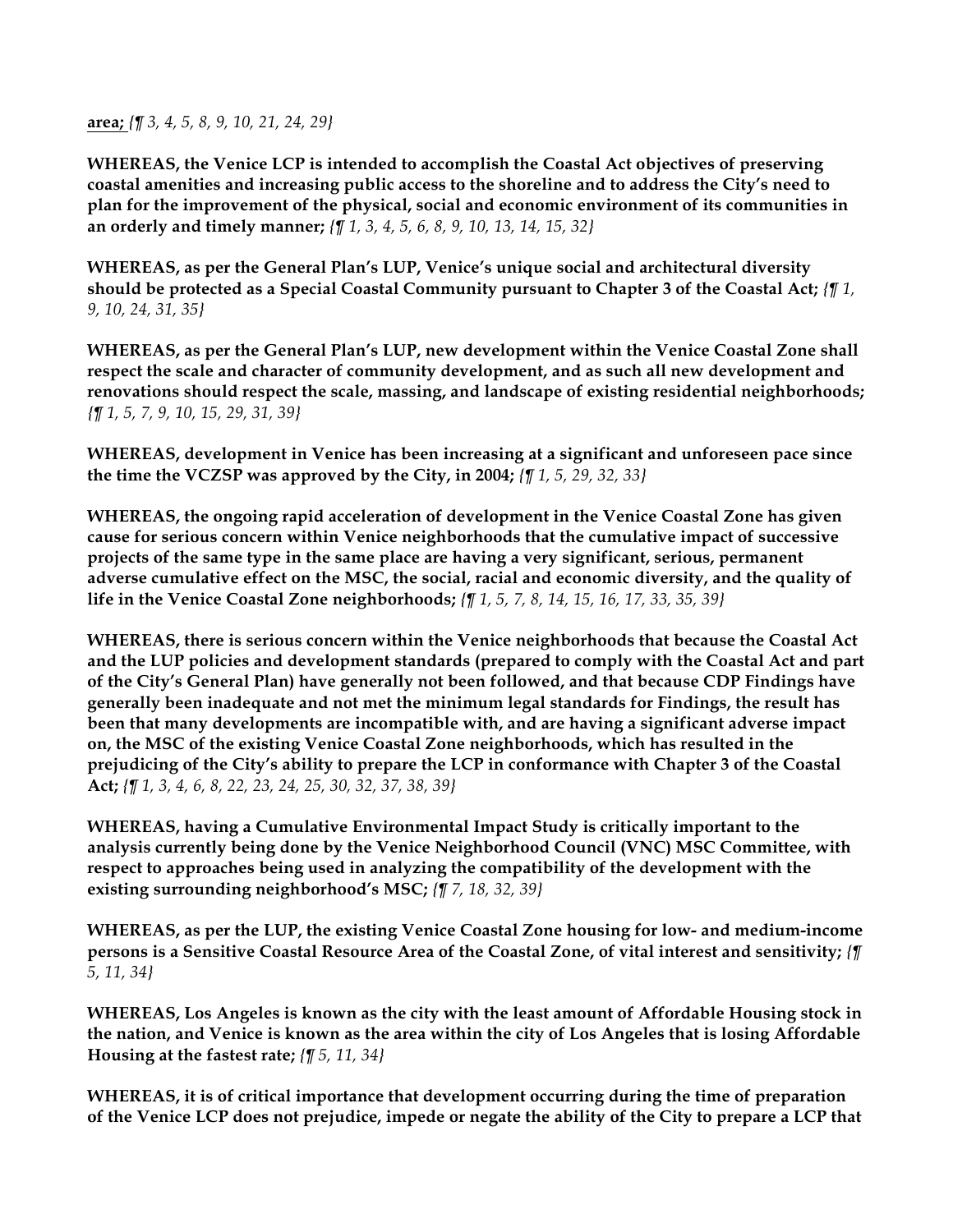**area;** *{¶ 3, 4, 5, 8, 9, 10, 21, 24, 29}*

**WHEREAS, the Venice LCP is intended to accomplish the Coastal Act objectives of preserving coastal amenities and increasing public access to the shoreline and to address the City's need to plan for the improvement of the physical, social and economic environment of its communities in an orderly and timely manner;** *{¶ 1, 3, 4, 5, 6, 8, 9, 10, 13, 14, 15, 32}*

**WHEREAS, as per the General Plan's LUP, Venice's unique social and architectural diversity should be protected as a Special Coastal Community pursuant to Chapter 3 of the Coastal Act;** *{¶ 1, 9, 10, 24, 31, 35}*

**WHEREAS, as per the General Plan's LUP, new development within the Venice Coastal Zone shall respect the scale and character of community development, and as such all new development and renovations should respect the scale, massing, and landscape of existing residential neighborhoods;** *{¶ 1, 5, 7, 9, 10, 15, 29, 31, 39}*

**WHEREAS, development in Venice has been increasing at a significant and unforeseen pace since the time the VCZSP was approved by the City, in 2004;** *{¶ 1, 5, 29, 32, 33}*

**WHEREAS, the ongoing rapid acceleration of development in the Venice Coastal Zone has given cause for serious concern within Venice neighborhoods that the cumulative impact of successive projects of the same type in the same place are having a very significant, serious, permanent adverse cumulative effect on the MSC, the social, racial and economic diversity, and the quality of life in the Venice Coastal Zone neighborhoods;** *{¶ 1, 5, 7, 8, 14, 15, 16, 17, 33, 35, 39}*

**WHEREAS, there is serious concern within the Venice neighborhoods that because the Coastal Act and the LUP policies and development standards (prepared to comply with the Coastal Act and part of the City's General Plan) have generally not been followed, and that because CDP Findings have generally been inadequate and not met the minimum legal standards for Findings, the result has been that many developments are incompatible with, and are having a significant adverse impact on, the MSC of the existing Venice Coastal Zone neighborhoods, which has resulted in the prejudicing of the City's ability to prepare the LCP in conformance with Chapter 3 of the Coastal Act;** *{¶ 1, 3, 4, 6, 8, 22, 23, 24, 25, 30, 32, 37, 38, 39}*

**WHEREAS, having a Cumulative Environmental Impact Study is critically important to the analysis currently being done by the Venice Neighborhood Council (VNC) MSC Committee, with respect to approaches being used in analyzing the compatibility of the development with the existing surrounding neighborhood's MSC;** *{¶ 7, 18, 32, 39}*

**WHEREAS, as per the LUP, the existing Venice Coastal Zone housing for low- and medium-income persons is a Sensitive Coastal Resource Area of the Coastal Zone, of vital interest and sensitivity;** *{¶ 5, 11, 34}*

**WHEREAS, Los Angeles is known as the city with the least amount of Affordable Housing stock in the nation, and Venice is known as the area within the city of Los Angeles that is losing Affordable Housing at the fastest rate;** *{¶ 5, 11, 34}*

**WHEREAS, it is of critical importance that development occurring during the time of preparation of the Venice LCP does not prejudice, impede or negate the ability of the City to prepare a LCP that**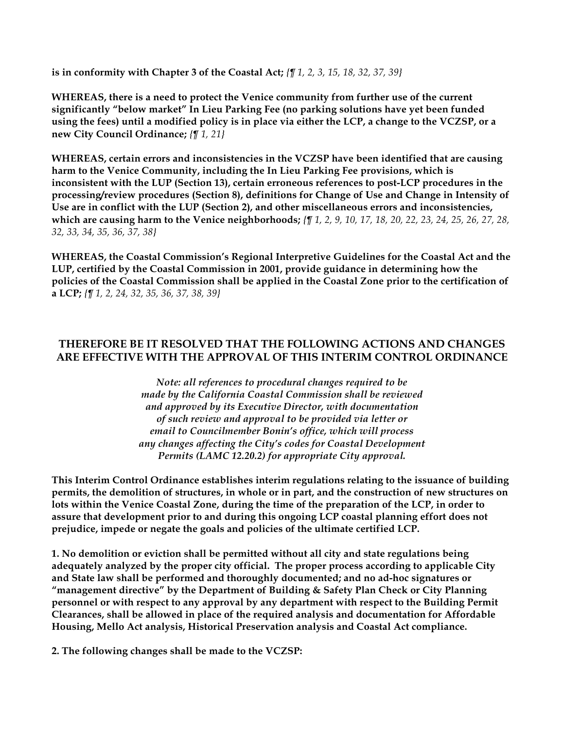**is in conformity with Chapter 3 of the Coastal Act;** *{¶ 1, 2, 3, 15, 18, 32, 37, 39}*

**WHEREAS, there is a need to protect the Venice community from further use of the current significantly "below market" In Lieu Parking Fee (no parking solutions have yet been funded using the fees) until a modified policy is in place via either the LCP, a change to the VCZSP, or a new City Council Ordinance;** *{¶ 1, 21}*

**WHEREAS, certain errors and inconsistencies in the VCZSP have been identified that are causing harm to the Venice Community, including the In Lieu Parking Fee provisions, which is inconsistent with the LUP (Section 13), certain erroneous references to post-LCP procedures in the processing/review procedures (Section 8), definitions for Change of Use and Change in Intensity of Use are in conflict with the LUP (Section 2), and other miscellaneous errors and inconsistencies, which are causing harm to the Venice neighborhoods;** *{¶ 1, 2, 9, 10, 17, 18, 20, 22, 23, 24, 25, 26, 27, 28, 32, 33, 34, 35, 36, 37, 38}*

**WHEREAS, the Coastal Commission's Regional Interpretive Guidelines for the Coastal Act and the LUP, certified by the Coastal Commission in 2001, provide guidance in determining how the policies of the Coastal Commission shall be applied in the Coastal Zone prior to the certification of a LCP;** *{¶ 1, 2, 24, 32, 35, 36, 37, 38, 39}*

## THEREFORE BE IT RESOLVED THAT THE FOLLOWING ACTIONS AND CHANGES ARE EFFECTIVE WITH THE APPROVAL OF THIS INTERIM CONTROL ORDINANCE

*Note: all references to procedural changes required to be made by the California Coastal Commission shall be reviewed and approved by its Executive Director, with documentation of such review and approval to be provided via letter or email to Councilmember Bonin's office, which will process any changes affecting the City's codes for Coastal Development Permits (LAMC 12.20.2) for appropriate City approval.*

**This Interim Control Ordinance establishes interim regulations relating to the issuance of building permits, the demolition of structures, in whole or in part, and the construction of new structures on lots within the Venice Coastal Zone, during the time of the preparation of the LCP, in order to assure that development prior to and during this ongoing LCP coastal planning effort does not prejudice, impede or negate the goals and policies of the ultimate certified LCP.**

**1. No demolition or eviction shall be permitted without all city and state regulations being adequately analyzed by the proper city official. The proper process according to applicable City and State law shall be performed and thoroughly documented; and no ad-hoc signatures or "management directive" by the Department of Building & Safety Plan Check or City Planning personnel or with respect to any approval by any department with respect to the Building Permit Clearances, shall be allowed in place of the required analysis and documentation for Affordable Housing, Mello Act analysis, Historical Preservation analysis and Coastal Act compliance.**

**2. The following changes shall be made to the VCZSP:**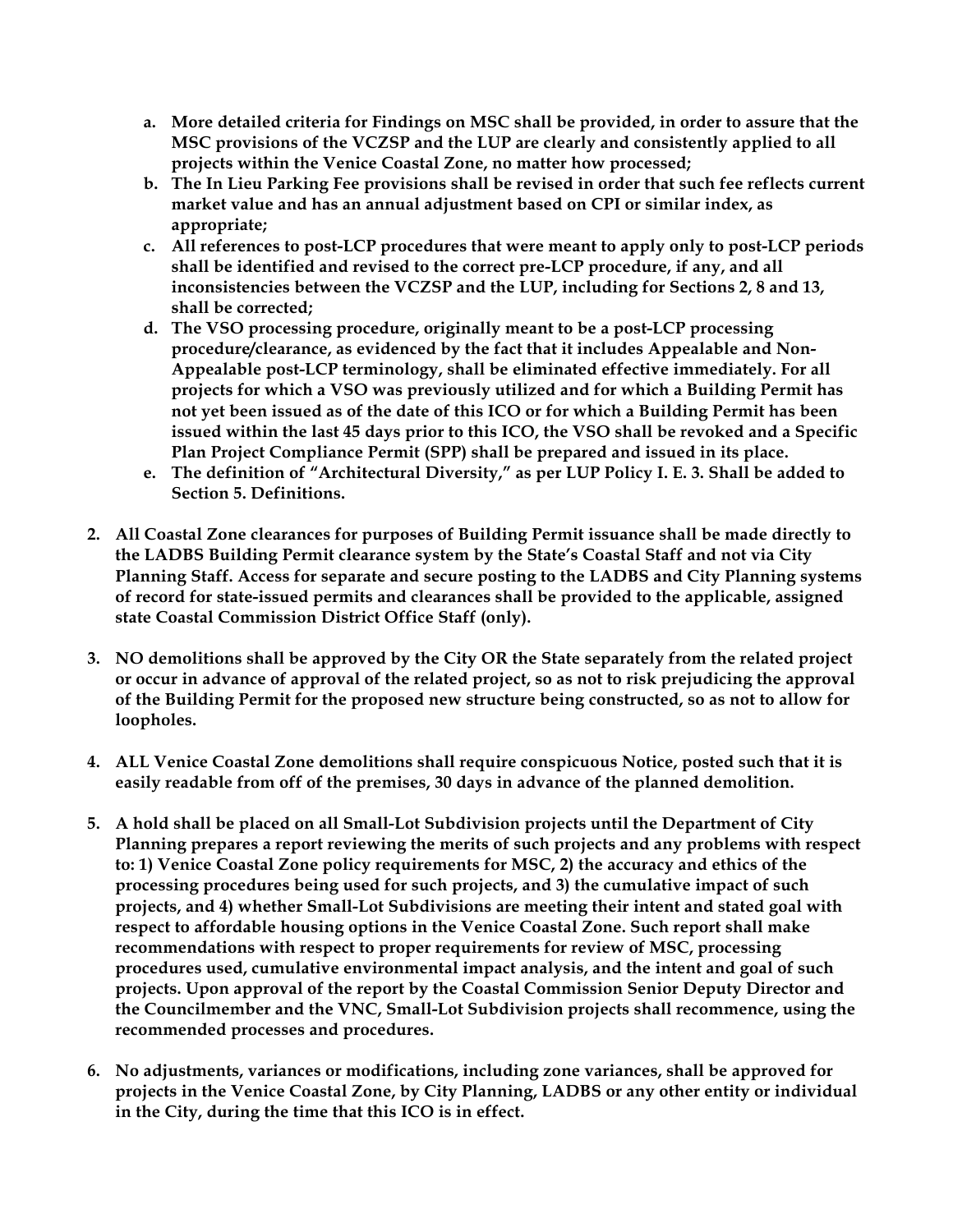a. **More detailed criteria for Findings on MSC shall be provided, in order to assure that the MSC provisions of the VCZSP and the LUP are clearly and consistently applied to all projects within the Venice Coastal Zone, no matter how processed;**
   b. **The In Lieu Parking Fee provisions shall be revised in order that such fee reflects current market value and has an annual adjustment based on CPI or similar index, as appropriate;**
   c. **All references to post-LCP procedures that were meant to apply only to post-LCP periods shall be identified and revised to the correct pre-LCP procedure, if any, and all inconsistencies between the VCZSP and the LUP, including for Sections 2, 8 and 13, shall be corrected;**
   d. **The VSO processing procedure, originally meant to be a post-LCP processing procedure/clearance, as evidenced by the fact that it includes Appealable and Non-Appealable post-LCP terminology, shall be eliminated effective immediately. For all projects for which a VSO was previously utilized and for which a Building Permit has not yet been issued as of the date of this ICO or for which a Building Permit has been issued within the last 45 days prior to this ICO, the VSO shall be revoked and a Specific Plan Project Compliance Permit (SPP) shall be prepared and issued in its place.**
   e. **The definition of "Architectural Diversity," as per LUP Policy I. E. 3. Shall be added to Section 5. Definitions.**

2. **All Coastal Zone clearances for purposes of Building Permit issuance shall be made directly to the LADBS Building Permit clearance system by the State's Coastal Staff and not via City Planning Staff. Access for separate and secure posting to the LADBS and City Planning systems of record for state-issued permits and clearances shall be provided to the applicable, assigned state Coastal Commission District Office Staff (only).**

3. **NO demolitions shall be approved by the City OR the State separately from the related project or occur in advance of approval of the related project, so as not to risk prejudicing the approval of the Building Permit for the proposed new structure being constructed, so as not to allow for loopholes.**

4. **ALL Venice Coastal Zone demolitions shall require conspicuous Notice, posted such that it is easily readable from off of the premises, 30 days in advance of the planned demolition.**

5. **A hold shall be placed on all Small-Lot Subdivision projects until the Department of City Planning prepares a report reviewing the merits of such projects and any problems with respect to: 1) Venice Coastal Zone policy requirements for MSC, 2) the accuracy and ethics of the processing procedures being used for such projects, and 3) the cumulative impact of such projects, and 4) whether Small-Lot Subdivisions are meeting their intent and stated goal with respect to affordable housing options in the Venice Coastal Zone. Such report shall make recommendations with respect to proper requirements for review of MSC, processing procedures used, cumulative environmental impact analysis, and the intent and goal of such projects. Upon approval of the report by the Coastal Commission Senior Deputy Director and the Councilmember and the VNC, Small-Lot Subdivision projects shall recommence, using the recommended processes and procedures.**

6. **No adjustments, variances or modifications, including zone variances, shall be approved for projects in the Venice Coastal Zone, by City Planning, LADBS or any other entity or individual in the City, during the time that this ICO is in effect.**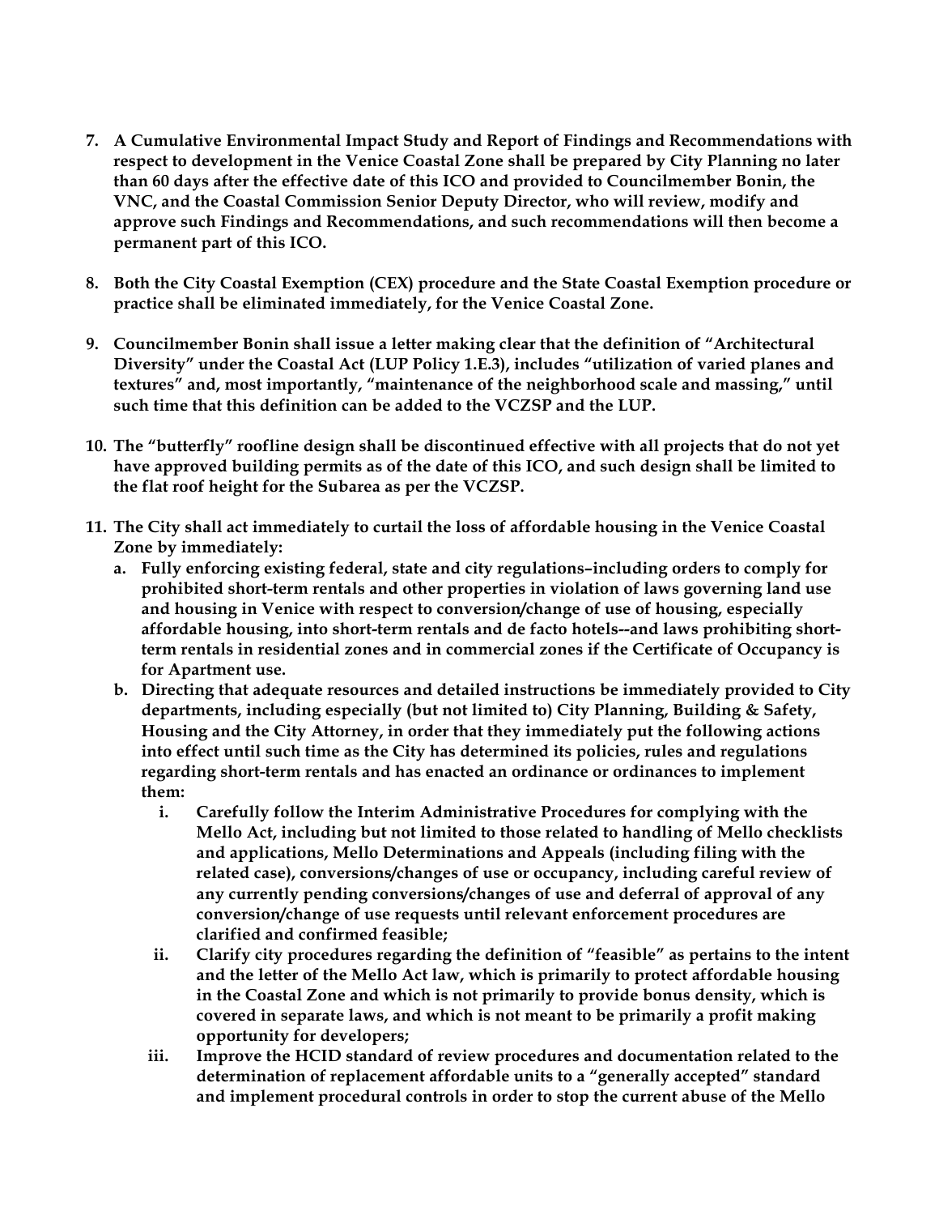7. **A Cumulative Environmental Impact Study and Report of Findings and Recommendations with respect to development in the Venice Coastal Zone shall be prepared by City Planning no later than 60 days after the effective date of this ICO and provided to Councilmember Bonin, the VNC, and the Coastal Commission Senior Deputy Director, who will review, modify and approve such Findings and Recommendations, and such recommendations will then become a permanent part of this ICO.**

8. **Both the City Coastal Exemption (CEX) procedure and the State Coastal Exemption procedure or practice shall be eliminated immediately, for the Venice Coastal Zone.**

9. **Councilmember Bonin shall issue a letter making clear that the definition of "Architectural Diversity" under the Coastal Act (LUP Policy 1.E.3), includes "utilization of varied planes and textures" and, most importantly, "maintenance of the neighborhood scale and massing," until such time that this definition can be added to the VCZSP and the LUP.**

10. **The "butterfly" roofline design shall be discontinued effective with all projects that do not yet have approved building permits as of the date of this ICO, and such design shall be limited to the flat roof height for the Subarea as per the VCZSP.**

11. **The City shall act immediately to curtail the loss of affordable housing in the Venice Coastal Zone by immediately:**
    a. **Fully enforcing existing federal, state and city regulations–including orders to comply for prohibited short-term rentals and other properties in violation of laws governing land use and housing in Venice with respect to conversion/change of use of housing, especially affordable housing, into short-term rentals and de facto hotels--and laws prohibiting short-term rentals in residential zones and in commercial zones if the Certificate of Occupancy is for Apartment use.**
    b. **Directing that adequate resources and detailed instructions be immediately provided to City departments, including especially (but not limited to) City Planning, Building & Safety, Housing and the City Attorney, in order that they immediately put the following actions into effect until such time as the City has determined its policies, rules and regulations regarding short-term rentals and has enacted an ordinance or ordinances to implement them:**
        i. **Carefully follow the Interim Administrative Procedures for complying with the Mello Act, including but not limited to those related to handling of Mello checklists and applications, Mello Determinations and Appeals (including filing with the related case), conversions/changes of use or occupancy, including careful review of any currently pending conversions/changes of use and deferral of approval of any conversion/change of use requests until relevant enforcement procedures are clarified and confirmed feasible;**
        ii. **Clarify city procedures regarding the definition of "feasible" as pertains to the intent and the letter of the Mello Act law, which is primarily to protect affordable housing in the Coastal Zone and which is not primarily to provide bonus density, which is covered in separate laws, and which is not meant to be primarily a profit making opportunity for developers;**
        iii. **Improve the HCID standard of review procedures and documentation related to the determination of replacement affordable units to a "generally accepted" standard and implement procedural controls in order to stop the current abuse of the Mello**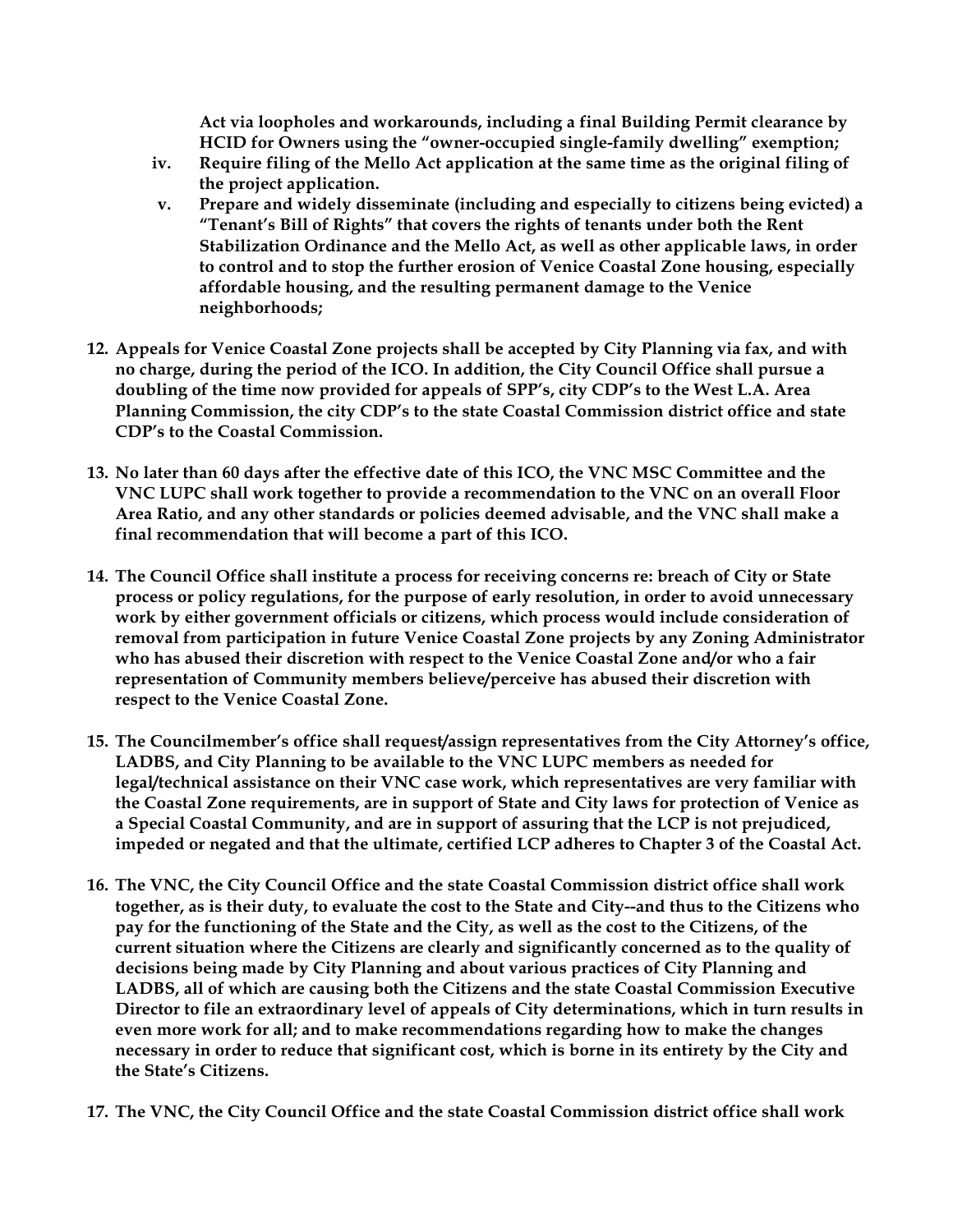**Act via loopholes and workarounds, including a final Building Permit clearance by HCID for Owners using the "owner-occupied single-family dwelling" exemption;**

iv. **Require filing of the Mello Act application at the same time as the original filing of the project application.**

v. **Prepare and widely disseminate (including and especially to citizens being evicted) a "Tenant's Bill of Rights" that covers the rights of tenants under both the Rent Stabilization Ordinance and the Mello Act, as well as other applicable laws, in order to control and to stop the further erosion of Venice Coastal Zone housing, especially affordable housing, and the resulting permanent damage to the Venice neighborhoods;**

12. **Appeals for Venice Coastal Zone projects shall be accepted by City Planning via fax, and with no charge, during the period of the ICO. In addition, the City Council Office shall pursue a doubling of the time now provided for appeals of SPP's, city CDP's to the West L.A. Area Planning Commission, the city CDP's to the state Coastal Commission district office and state CDP's to the Coastal Commission.**

13. **No later than 60 days after the effective date of this ICO, the VNC MSC Committee and the VNC LUPC shall work together to provide a recommendation to the VNC on an overall Floor Area Ratio, and any other standards or policies deemed advisable, and the VNC shall make a final recommendation that will become a part of this ICO.**

14. **The Council Office shall institute a process for receiving concerns re: breach of City or State process or policy regulations, for the purpose of early resolution, in order to avoid unnecessary work by either government officials or citizens, which process would include consideration of removal from participation in future Venice Coastal Zone projects by any Zoning Administrator who has abused their discretion with respect to the Venice Coastal Zone and/or who a fair representation of Community members believe/perceive has abused their discretion with respect to the Venice Coastal Zone.**

15. **The Councilmember's office shall request/assign representatives from the City Attorney's office, LADBS, and City Planning to be available to the VNC LUPC members as needed for legal/technical assistance on their VNC case work, which representatives are very familiar with the Coastal Zone requirements, are in support of State and City laws for protection of Venice as a Special Coastal Community, and are in support of assuring that the LCP is not prejudiced, impeded or negated and that the ultimate, certified LCP adheres to Chapter 3 of the Coastal Act.**

16. **The VNC, the City Council Office and the state Coastal Commission district office shall work together, as is their duty, to evaluate the cost to the State and City--and thus to the Citizens who pay for the functioning of the State and the City, as well as the cost to the Citizens, of the current situation where the Citizens are clearly and significantly concerned as to the quality of decisions being made by City Planning and about various practices of City Planning and LADBS, all of which are causing both the Citizens and the state Coastal Commission Executive Director to file an extraordinary level of appeals of City determinations, which in turn results in even more work for all; and to make recommendations regarding how to make the changes necessary in order to reduce that significant cost, which is borne in its entirety by the City and the State's Citizens.**

17. **The VNC, the City Council Office and the state Coastal Commission district office shall work**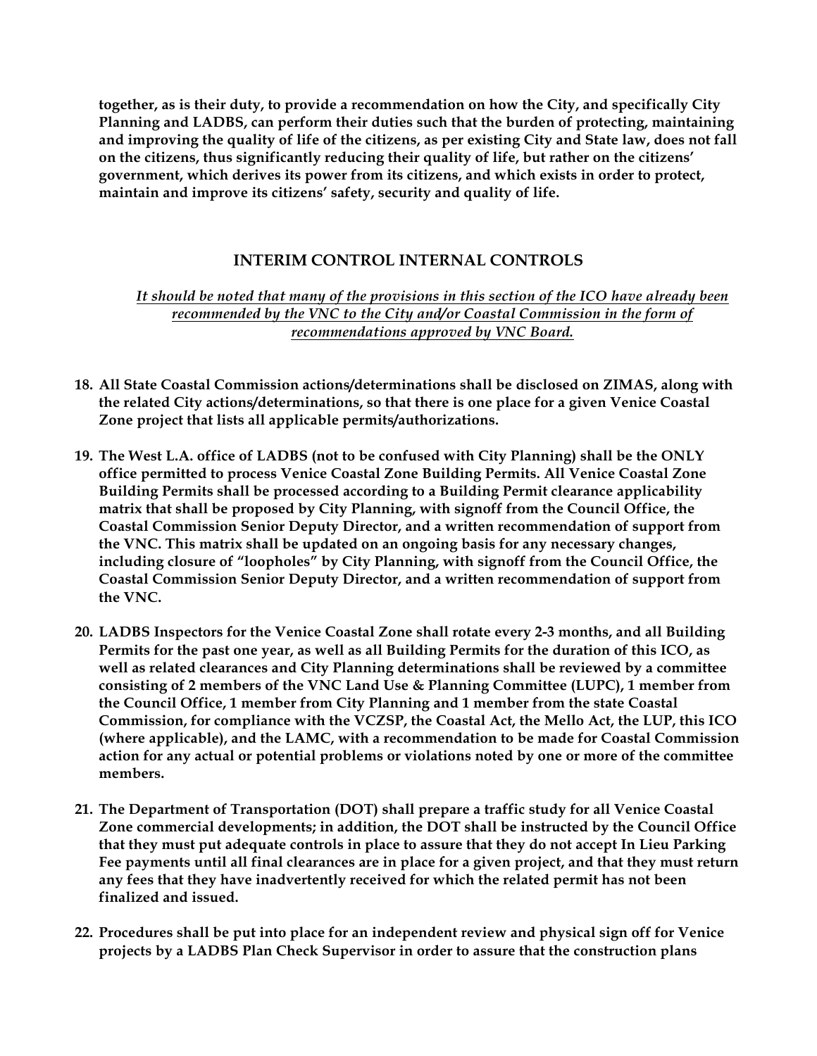**together, as is their duty, to provide a recommendation on how the City, and specifically City Planning and LADBS, can perform their duties such that the burden of protecting, maintaining and improving the quality of life of the citizens, as per existing City and State law, does not fall on the citizens, thus significantly reducing their quality of life, but rather on the citizens' government, which derives its power from its citizens, and which exists in order to protect, maintain and improve its citizens' safety, security and quality of life.**

## INTERIM CONTROL INTERNAL CONTROLS

*It should be noted that many of the provisions in this section of the ICO have already been recommended by the VNC to the City and/or Coastal Commission in the form of recommendations approved by VNC Board.*

18. **All State Coastal Commission actions/determinations shall be disclosed on ZIMAS, along with the related City actions/determinations, so that there is one place for a given Venice Coastal Zone project that lists all applicable permits/authorizations.**

19. **The West L.A. office of LADBS (not to be confused with City Planning) shall be the ONLY office permitted to process Venice Coastal Zone Building Permits. All Venice Coastal Zone Building Permits shall be processed according to a Building Permit clearance applicability matrix that shall be proposed by City Planning, with signoff from the Council Office, the Coastal Commission Senior Deputy Director, and a written recommendation of support from the VNC. This matrix shall be updated on an ongoing basis for any necessary changes, including closure of "loopholes" by City Planning, with signoff from the Council Office, the Coastal Commission Senior Deputy Director, and a written recommendation of support from the VNC.**

20. **LADBS Inspectors for the Venice Coastal Zone shall rotate every 2-3 months, and all Building Permits for the past one year, as well as all Building Permits for the duration of this ICO, as well as related clearances and City Planning determinations shall be reviewed by a committee consisting of 2 members of the VNC Land Use & Planning Committee (LUPC), 1 member from the Council Office, 1 member from City Planning and 1 member from the state Coastal Commission, for compliance with the VCZSP, the Coastal Act, the Mello Act, the LUP, this ICO (where applicable), and the LAMC, with a recommendation to be made for Coastal Commission action for any actual or potential problems or violations noted by one or more of the committee members.**

21. **The Department of Transportation (DOT) shall prepare a traffic study for all Venice Coastal Zone commercial developments; in addition, the DOT shall be instructed by the Council Office that they must put adequate controls in place to assure that they do not accept In Lieu Parking Fee payments until all final clearances are in place for a given project, and that they must return any fees that they have inadvertently received for which the related permit has not been finalized and issued.**

22. **Procedures shall be put into place for an independent review and physical sign off for Venice projects by a LADBS Plan Check Supervisor in order to assure that the construction plans**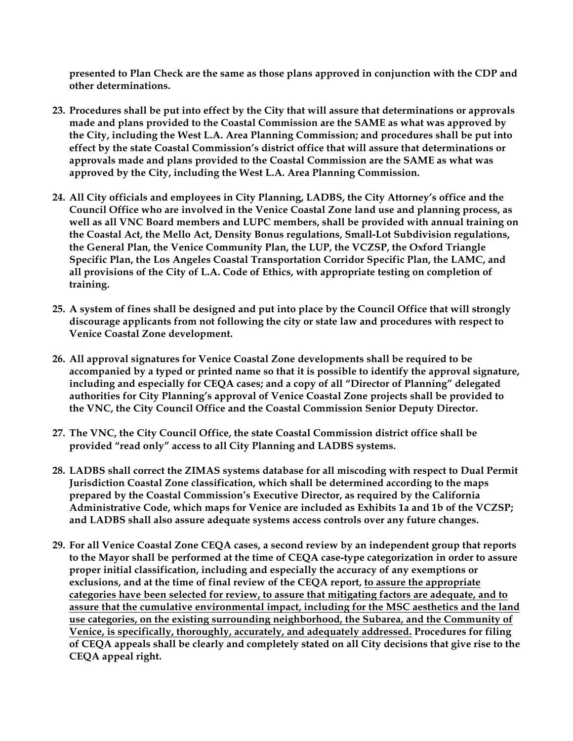**presented to Plan Check are the same as those plans approved in conjunction with the CDP and other determinations.**

23. **Procedures shall be put into effect by the City that will assure that determinations or approvals made and plans provided to the Coastal Commission are the SAME as what was approved by the City, including the West L.A. Area Planning Commission; and procedures shall be put into effect by the state Coastal Commission's district office that will assure that determinations or approvals made and plans provided to the Coastal Commission are the SAME as what was approved by the City, including the West L.A. Area Planning Commission.**

24. **All City officials and employees in City Planning, LADBS, the City Attorney's office and the Council Office who are involved in the Venice Coastal Zone land use and planning process, as well as all VNC Board members and LUPC members, shall be provided with annual training on the Coastal Act, the Mello Act, Density Bonus regulations, Small-Lot Subdivision regulations, the General Plan, the Venice Community Plan, the LUP, the VCZSP, the Oxford Triangle Specific Plan, the Los Angeles Coastal Transportation Corridor Specific Plan, the LAMC, and all provisions of the City of L.A. Code of Ethics, with appropriate testing on completion of training.**

25. **A system of fines shall be designed and put into place by the Council Office that will strongly discourage applicants from not following the city or state law and procedures with respect to Venice Coastal Zone development.**

26. **All approval signatures for Venice Coastal Zone developments shall be required to be accompanied by a typed or printed name so that it is possible to identify the approval signature, including and especially for CEQA cases; and a copy of all "Director of Planning" delegated authorities for City Planning's approval of Venice Coastal Zone projects shall be provided to the VNC, the City Council Office and the Coastal Commission Senior Deputy Director.**

27. **The VNC, the City Council Office, the state Coastal Commission district office shall be provided "read only" access to all City Planning and LADBS systems.**

28. **LADBS shall correct the ZIMAS systems database for all miscoding with respect to Dual Permit Jurisdiction Coastal Zone classification, which shall be determined according to the maps prepared by the Coastal Commission's Executive Director, as required by the California Administrative Code, which maps for Venice are included as Exhibits 1a and 1b of the VCZSP; and LADBS shall also assure adequate systems access controls over any future changes.**

29. **For all Venice Coastal Zone CEQA cases, a second review by an independent group that reports to the Mayor shall be performed at the time of CEQA case-type categorization in order to assure proper initial classification, including and especially the accuracy of any exemptions or exclusions, and at the time of final review of the CEQA report, <u>to assure the appropriate categories have been selected for review, to assure that mitigating factors are adequate, and to assure that the cumulative environmental impact, including for the MSC aesthetics and the land use categories, on the existing surrounding neighborhood, the Subarea, and the Community of Venice, is specifically, thoroughly, accurately, and adequately addressed.</u> Procedures for filing of CEQA appeals shall be clearly and completely stated on all City decisions that give rise to the CEQA appeal right.**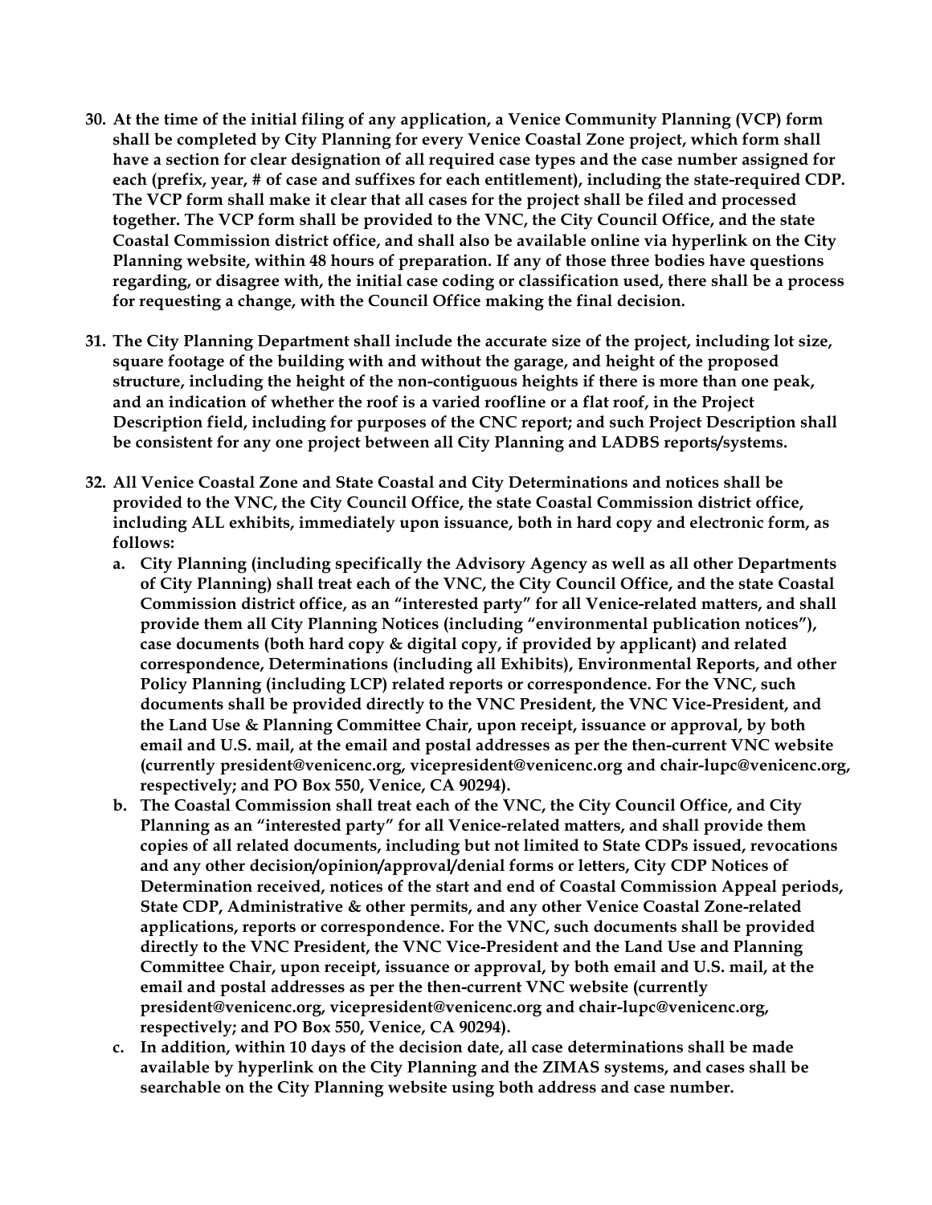**30. At the time of the initial filing of any application, a Venice Community Planning (VCP) form shall be completed by City Planning for every Venice Coastal Zone project, which form shall have a section for clear designation of all required case types and the case number assigned for each (prefix, year, # of case and suffixes for each entitlement), including the state-required CDP. The VCP form shall make it clear that all cases for the project shall be filed and processed together. The VCP form shall be provided to the VNC, the City Council Office, and the state Coastal Commission district office, and shall also be available online via hyperlink on the City Planning website, within 48 hours of preparation. If any of those three bodies have questions regarding, or disagree with, the initial case coding or classification used, there shall be a process for requesting a change, with the Council Office making the final decision.**

**31. The City Planning Department shall include the accurate size of the project, including lot size, square footage of the building with and without the garage, and height of the proposed structure, including the height of the non-contiguous heights if there is more than one peak, and an indication of whether the roof is a varied roofline or a flat roof, in the Project Description field, including for purposes of the CNC report; and such Project Description shall be consistent for any one project between all City Planning and LADBS reports/systems.**

**32. All Venice Coastal Zone and State Coastal and City Determinations and notices shall be provided to the VNC, the City Council Office, the state Coastal Commission district office, including ALL exhibits, immediately upon issuance, both in hard copy and electronic form, as follows:**

   **a. City Planning (including specifically the Advisory Agency as well as all other Departments of City Planning) shall treat each of the VNC, the City Council Office, and the state Coastal Commission district office, as an "interested party" for all Venice-related matters, and shall provide them all City Planning Notices (including "environmental publication notices"), case documents (both hard copy & digital copy, if provided by applicant) and related correspondence, Determinations (including all Exhibits), Environmental Reports, and other Policy Planning (including LCP) related reports or correspondence. For the VNC, such documents shall be provided directly to the VNC President, the VNC Vice-President, and the Land Use & Planning Committee Chair, upon receipt, issuance or approval, by both email and U.S. mail, at the email and postal addresses as per the then-current VNC website (currently president@venicenc.org, vicepresident@venicenc.org and chair-lupc@venicenc.org, respectively; and PO Box 550, Venice, CA 90294).**

   **b. The Coastal Commission shall treat each of the VNC, the City Council Office, and City Planning as an "interested party" for all Venice-related matters, and shall provide them copies of all related documents, including but not limited to State CDPs issued, revocations and any other decision/opinion/approval/denial forms or letters, City CDP Notices of Determination received, notices of the start and end of Coastal Commission Appeal periods, State CDP, Administrative & other permits, and any other Venice Coastal Zone-related applications, reports or correspondence. For the VNC, such documents shall be provided directly to the VNC President, the VNC Vice-President and the Land Use and Planning Committee Chair, upon receipt, issuance or approval, by both email and U.S. mail, at the email and postal addresses as per the then-current VNC website (currently president@venicenc.org, vicepresident@venicenc.org and chair-lupc@venicenc.org, respectively; and PO Box 550, Venice, CA 90294).**

   **c. In addition, within 10 days of the decision date, all case determinations shall be made available by hyperlink on the City Planning and the ZIMAS systems, and cases shall be searchable on the City Planning website using both address and case number.**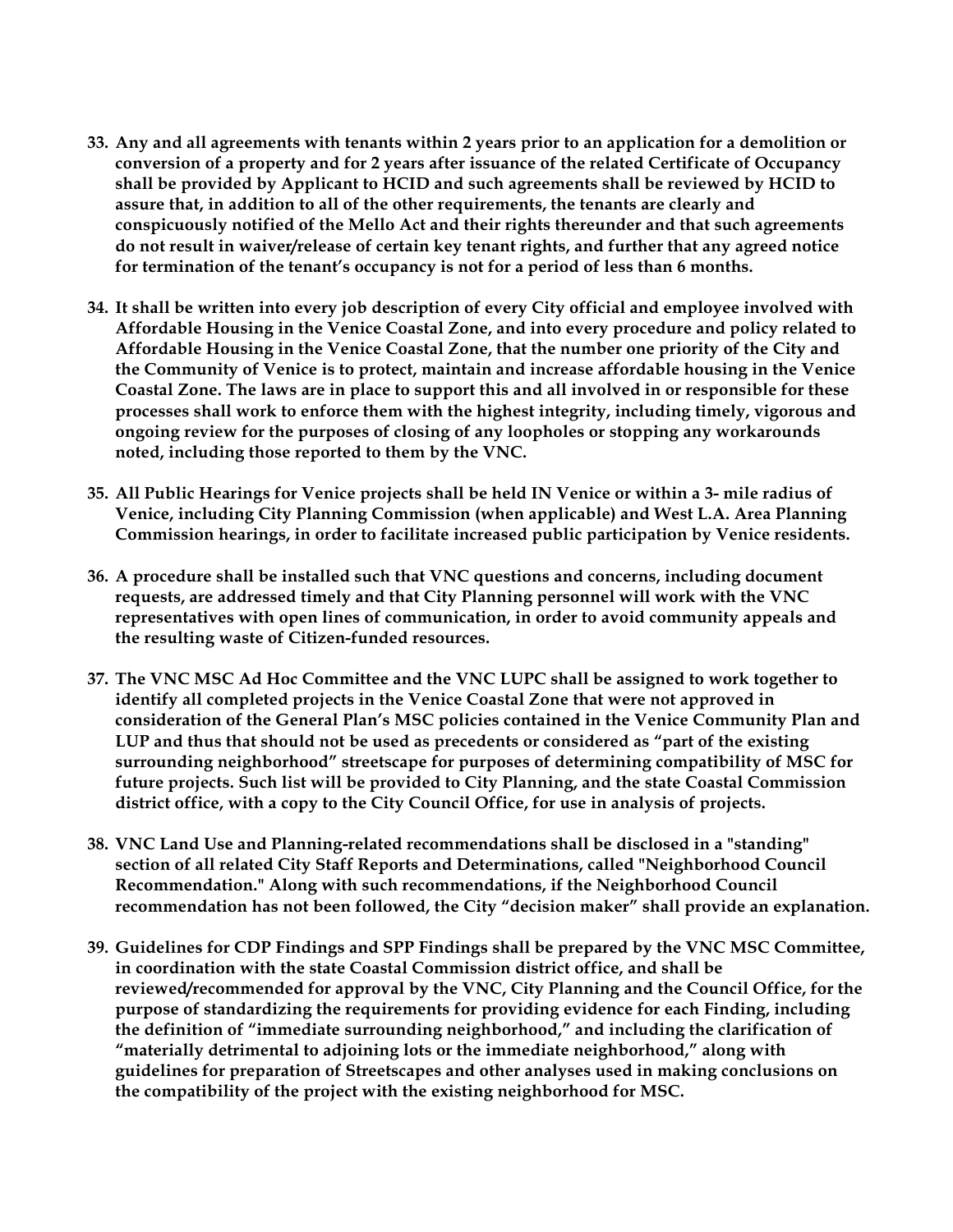33. **Any and all agreements with tenants within 2 years prior to an application for a demolition or conversion of a property and for 2 years after issuance of the related Certificate of Occupancy shall be provided by Applicant to HCID and such agreements shall be reviewed by HCID to assure that, in addition to all of the other requirements, the tenants are clearly and conspicuously notified of the Mello Act and their rights thereunder and that such agreements do not result in waiver/release of certain key tenant rights, and further that any agreed notice for termination of the tenant's occupancy is not for a period of less than 6 months.**

34. **It shall be written into every job description of every City official and employee involved with Affordable Housing in the Venice Coastal Zone, and into every procedure and policy related to Affordable Housing in the Venice Coastal Zone, that the number one priority of the City and the Community of Venice is to protect, maintain and increase affordable housing in the Venice Coastal Zone. The laws are in place to support this and all involved in or responsible for these processes shall work to enforce them with the highest integrity, including timely, vigorous and ongoing review for the purposes of closing of any loopholes or stopping any workarounds noted, including those reported to them by the VNC.**

35. **All Public Hearings for Venice projects shall be held IN Venice or within a 3- mile radius of Venice, including City Planning Commission (when applicable) and West L.A. Area Planning Commission hearings, in order to facilitate increased public participation by Venice residents.**

36. **A procedure shall be installed such that VNC questions and concerns, including document requests, are addressed timely and that City Planning personnel will work with the VNC representatives with open lines of communication, in order to avoid community appeals and the resulting waste of Citizen-funded resources.**

37. **The VNC MSC Ad Hoc Committee and the VNC LUPC shall be assigned to work together to identify all completed projects in the Venice Coastal Zone that were not approved in consideration of the General Plan's MSC policies contained in the Venice Community Plan and LUP and thus that should not be used as precedents or considered as "part of the existing surrounding neighborhood" streetscape for purposes of determining compatibility of MSC for future projects. Such list will be provided to City Planning, and the state Coastal Commission district office, with a copy to the City Council Office, for use in analysis of projects.**

38. **VNC Land Use and Planning-related recommendations shall be disclosed in a "standing" section of all related City Staff Reports and Determinations, called "Neighborhood Council Recommendation." Along with such recommendations, if the Neighborhood Council recommendation has not been followed, the City "decision maker" shall provide an explanation.**

39. **Guidelines for CDP Findings and SPP Findings shall be prepared by the VNC MSC Committee, in coordination with the state Coastal Commission district office, and shall be reviewed/recommended for approval by the VNC, City Planning and the Council Office, for the purpose of standardizing the requirements for providing evidence for each Finding, including the definition of "immediate surrounding neighborhood," and including the clarification of "materially detrimental to adjoining lots or the immediate neighborhood," along with guidelines for preparation of Streetscapes and other analyses used in making conclusions on the compatibility of the project with the existing neighborhood for MSC.**